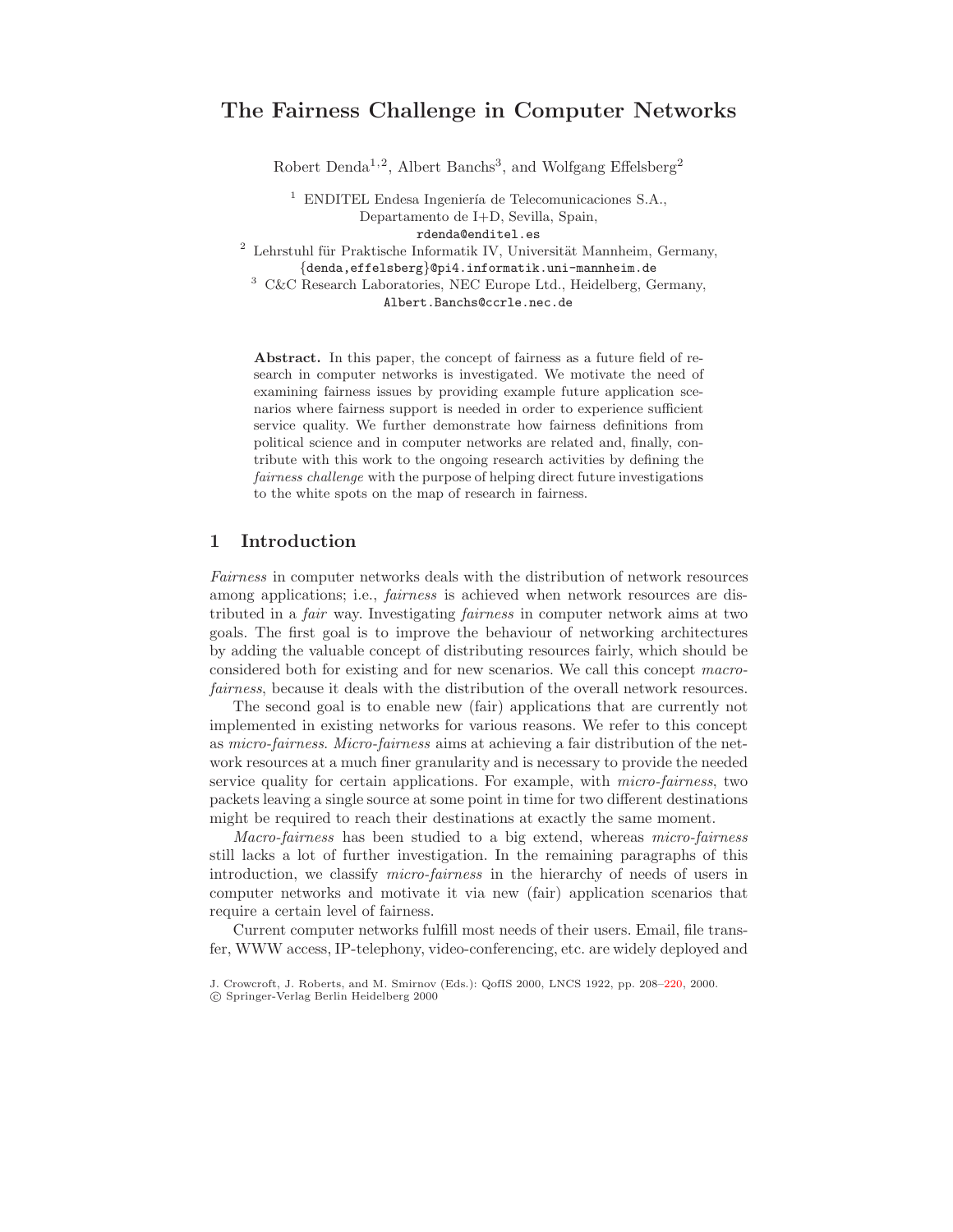# The Fairness Challenge in Computer Networks

Robert Denda[1,2], Albert Banchs[3], and Wolfgang Effelsberg[2]

[1] ENDITEL Endesa Ingeniería de Telecomunicaciones S.A., Departamento de I+D, Sevilla, Spain, rdenda@enditel.es

[2] Lehrstuhl für Praktische Informatik IV, Universität Mannheim, Germany, {denda,effelsberg}@pi4.informatik.uni-mannheim.de

[3] C&C Research Laboratories, NEC Europe Ltd., Heidelberg, Germany, Albert.Banchs@ccrle.nec.de

**Abstract.** In this paper, the concept of fairness as a future field of research in computer networks is investigated. We motivate the need of examining fairness issues by providing example future application scenarios where fairness support is needed in order to experience sufficient service quality. We further demonstrate how fairness definitions from political science and in computer networks are related and, finally, contribute with this work to the ongoing research activities by defining the *fairness challenge* with the purpose of helping direct future investigations to the white spots on the map of research in fairness.

## 1 Introduction

*Fairness* in computer networks deals with the distribution of network resources among applications; i.e., *fairness* is achieved when network resources are distributed in a *fair* way. Investigating *fairness* in computer network aims at two goals. The first goal is to improve the behaviour of networking architectures by adding the valuable concept of distributing resources fairly, which should be considered both for existing and for new scenarios. We call this concept *macro-fairness*, because it deals with the distribution of the overall network resources.

The second goal is to enable new (fair) applications that are currently not implemented in existing networks for various reasons. We refer to this concept as *micro-fairness*. *Micro-fairness* aims at achieving a fair distribution of the network resources at a much finer granularity and is necessary to provide the needed service quality for certain applications. For example, with *micro-fairness*, two packets leaving a single source at some point in time for two different destinations might be required to reach their destinations at exactly the same moment.

*Macro-fairness* has been studied to a big extend, whereas *micro-fairness* still lacks a lot of further investigation. In the remaining paragraphs of this introduction, we classify *micro-fairness* in the hierarchy of needs of users in computer networks and motivate it via new (fair) application scenarios that require a certain level of fairness.

Current computer networks fulfill most needs of their users. Email, file transfer, WWW access, IP-telephony, video-conferencing, etc. are widely deployed and

J. Crowcroft, J. Roberts, and M. Smirnov (Eds.): QofIS 2000, LNCS 1922, pp. 208–220, 2000.
© Springer-Verlag Berlin Heidelberg 2000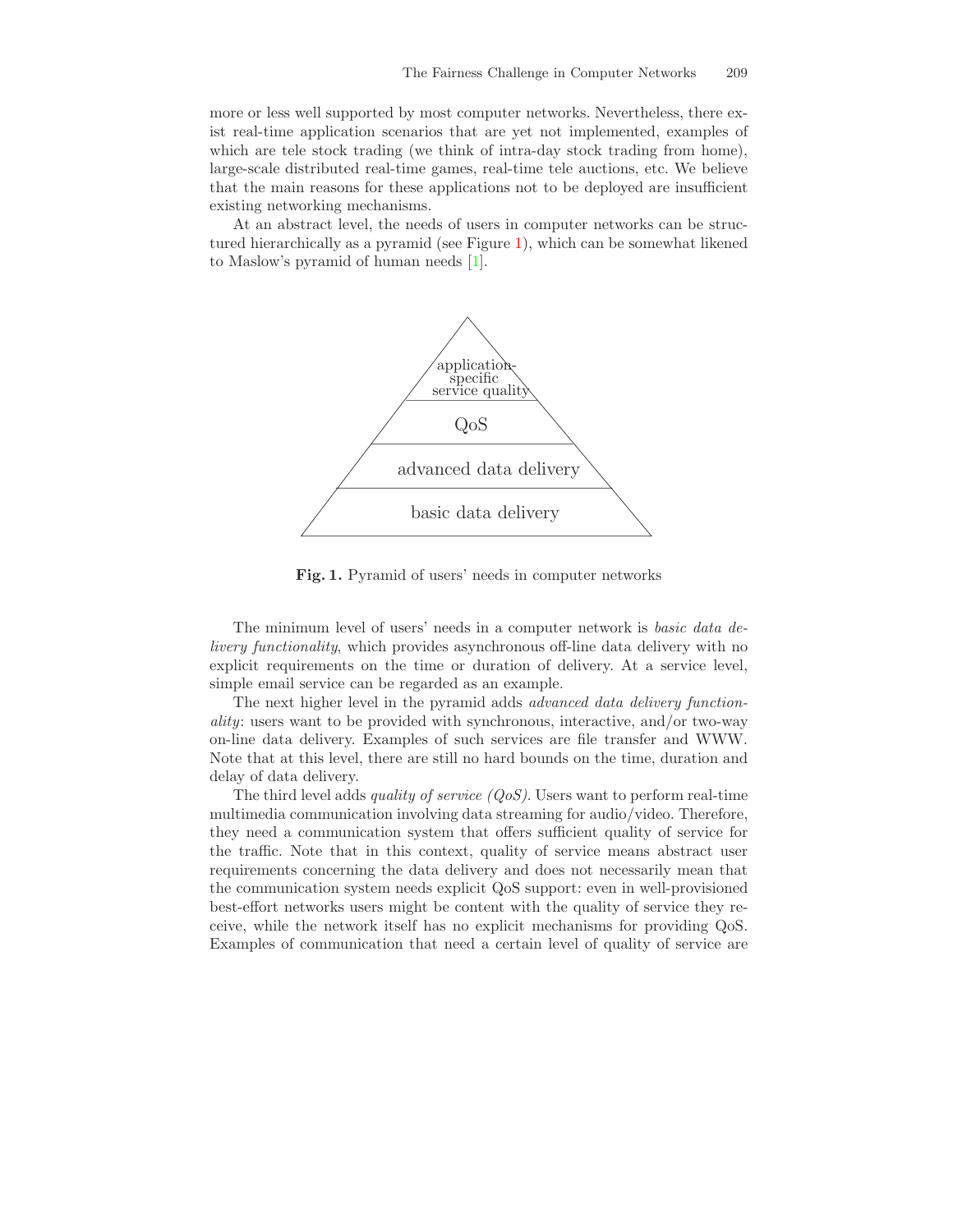more or less well supported by most computer networks. Nevertheless, there exist real-time application scenarios that are yet not implemented, examples of which are tele stock trading (we think of intra-day stock trading from home), large-scale distributed real-time games, real-time tele auctions, etc. We believe that the main reasons for these applications not to be deployed are insufficient existing networking mechanisms.

At an abstract level, the needs of users in computer networks can be structured hierarchically as a pyramid (see Figure 1), which can be somewhat likened to Maslow's pyramid of human needs [1].

application-specific service quality

QoS

advanced data delivery

basic data delivery

**Fig. 1.** Pyramid of users' needs in computer networks

The minimum level of users' needs in a computer network is *basic data delivery functionality*, which provides asynchronous off-line data delivery with no explicit requirements on the time or duration of delivery. At a service level, simple email service can be regarded as an example.

The next higher level in the pyramid adds *advanced data delivery functionality*: users want to be provided with synchronous, interactive, and/or two-way on-line data delivery. Examples of such services are file transfer and WWW. Note that at this level, there are still no hard bounds on the time, duration and delay of data delivery.

The third level adds *quality of service (QoS)*. Users want to perform real-time multimedia communication involving data streaming for audio/video. Therefore, they need a communication system that offers sufficient quality of service for the traffic. Note that in this context, quality of service means abstract user requirements concerning the data delivery and does not necessarily mean that the communication system needs explicit QoS support: even in well-provisioned best-effort networks users might be content with the quality of service they receive, while the network itself has no explicit mechanisms for providing QoS. Examples of communication that need a certain level of quality of service are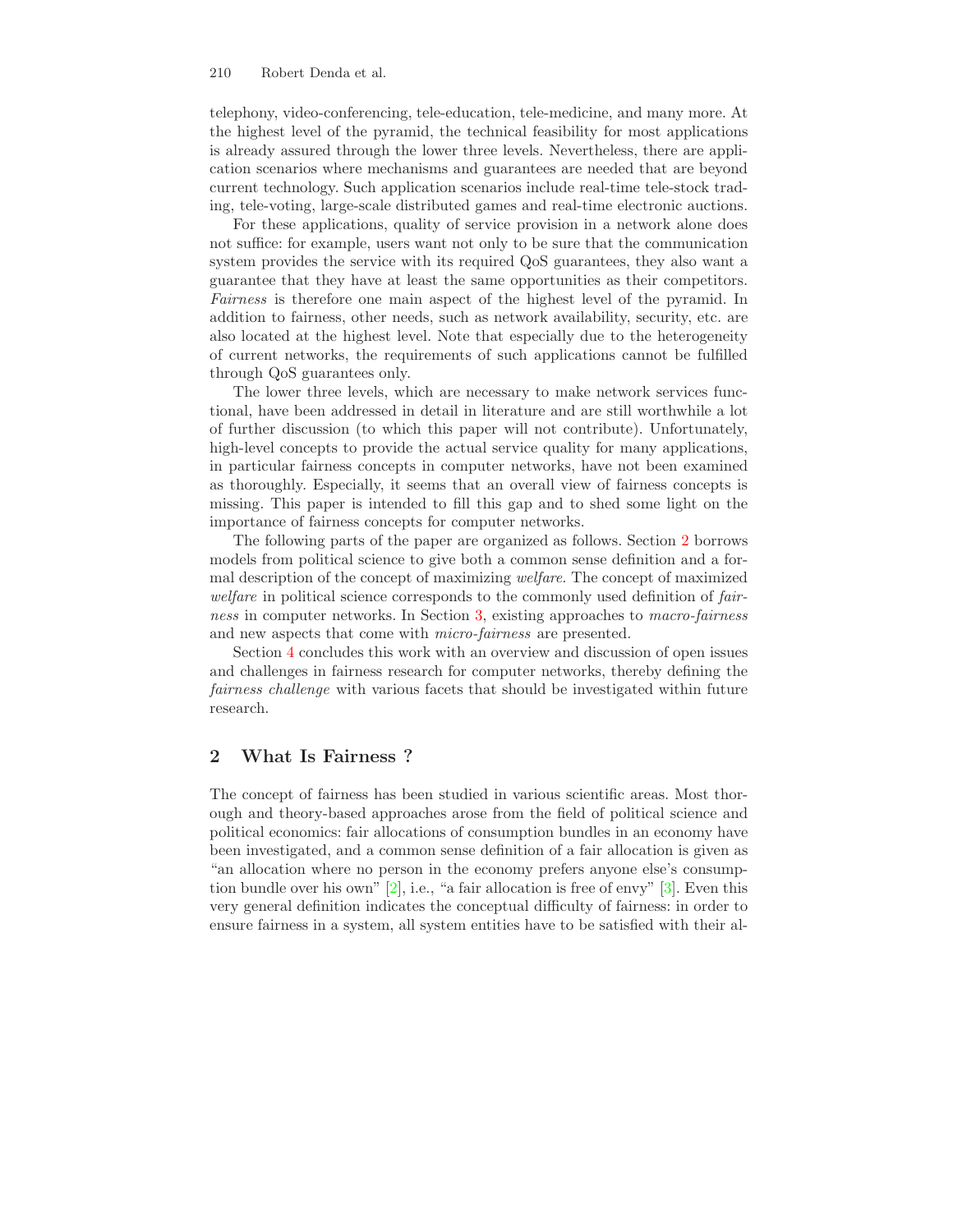telephony, video-conferencing, tele-education, tele-medicine, and many more. At the highest level of the pyramid, the technical feasibility for most applications is already assured through the lower three levels. Nevertheless, there are application scenarios where mechanisms and guarantees are needed that are beyond current technology. Such application scenarios include real-time tele-stock trading, tele-voting, large-scale distributed games and real-time electronic auctions.

For these applications, quality of service provision in a network alone does not suffice: for example, users want not only to be sure that the communication system provides the service with its required QoS guarantees, they also want a guarantee that they have at least the same opportunities as their competitors. *Fairness* is therefore one main aspect of the highest level of the pyramid. In addition to fairness, other needs, such as network availability, security, etc. are also located at the highest level. Note that especially due to the heterogeneity of current networks, the requirements of such applications cannot be fulfilled through QoS guarantees only.

The lower three levels, which are necessary to make network services functional, have been addressed in detail in literature and are still worthwhile a lot of further discussion (to which this paper will not contribute). Unfortunately, high-level concepts to provide the actual service quality for many applications, in particular fairness concepts in computer networks, have not been examined as thoroughly. Especially, it seems that an overall view of fairness concepts is missing. This paper is intended to fill this gap and to shed some light on the importance of fairness concepts for computer networks.

The following parts of the paper are organized as follows. Section 2 borrows models from political science to give both a common sense definition and a formal description of the concept of maximizing *welfare*. The concept of maximized *welfare* in political science corresponds to the commonly used definition of *fairness* in computer networks. In Section 3, existing approaches to *macro-fairness* and new aspects that come with *micro-fairness* are presented.

Section 4 concludes this work with an overview and discussion of open issues and challenges in fairness research for computer networks, thereby defining the *fairness challenge* with various facets that should be investigated within future research.

## 2 What Is Fairness ?

The concept of fairness has been studied in various scientific areas. Most thorough and theory-based approaches arose from the field of political science and political economics: fair allocations of consumption bundles in an economy have been investigated, and a common sense definition of a fair allocation is given as "an allocation where no person in the economy prefers anyone else's consumption bundle over his own" [2], i.e., "a fair allocation is free of envy" [3]. Even this very general definition indicates the conceptual difficulty of fairness: in order to ensure fairness in a system, all system entities have to be satisfied with their al-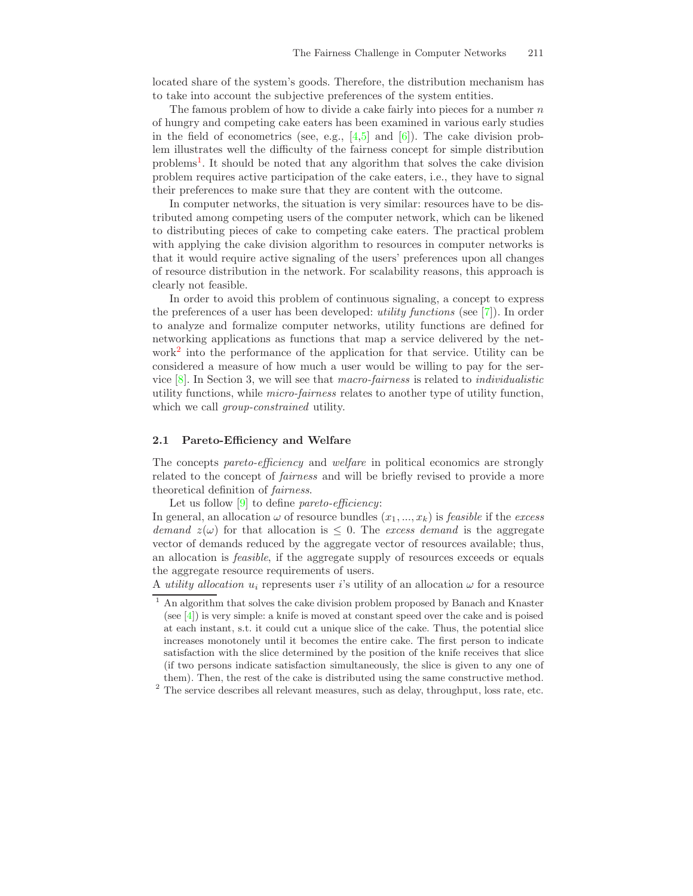located share of the system's goods. Therefore, the distribution mechanism has to take into account the subjective preferences of the system entities.

The famous problem of how to divide a cake fairly into pieces for a number $n$ of hungry and competing cake eaters has been examined in various early studies in the field of econometrics (see, e.g., [4,5] and [6]). The cake division problem illustrates well the difficulty of the fairness concept for simple distribution problems[1]. It should be noted that any algorithm that solves the cake division problem requires active participation of the cake eaters, i.e., they have to signal their preferences to make sure that they are content with the outcome.

In computer networks, the situation is very similar: resources have to be distributed among competing users of the computer network, which can be likened to distributing pieces of cake to competing cake eaters. The practical problem with applying the cake division algorithm to resources in computer networks is that it would require active signaling of the users' preferences upon all changes of resource distribution in the network. For scalability reasons, this approach is clearly not feasible.

In order to avoid this problem of continuous signaling, a concept to express the preferences of a user has been developed: *utility functions* (see [7]). In order to analyze and formalize computer networks, utility functions are defined for networking applications as functions that map a service delivered by the network[2] into the performance of the application for that service. Utility can be considered a measure of how much a user would be willing to pay for the service [8]. In Section 3, we will see that *macro-fairness* is related to *individualistic* utility functions, while *micro-fairness* relates to another type of utility function, which we call *group-constrained* utility.

### 2.1 Pareto-Efficiency and Welfare

The concepts *pareto-efficiency* and *welfare* in political economics are strongly related to the concept of *fairness* and will be briefly revised to provide a more theoretical definition of *fairness*.

Let us follow [9] to define *pareto-efficiency*:
In general, an allocation $\omega$ of resource bundles $(x_1, ..., x_k)$ is *feasible* if the *excess demand* $z(\omega)$ for that allocation is $\leq 0$. The *excess demand* is the aggregate vector of demands reduced by the aggregate vector of resources available; thus, an allocation is *feasible*, if the aggregate supply of resources exceeds or equals the aggregate resource requirements of users.
A *utility allocation* $u_i$ represents user $i$'s utility of an allocation $\omega$ for a resource

[1] An algorithm that solves the cake division problem proposed by Banach and Knaster (see [4]) is very simple: a knife is moved at constant speed over the cake and is poised at each instant, s.t. it could cut a unique slice of the cake. Thus, the potential slice increases monotonely until it becomes the entire cake. The first person to indicate satisfaction with the slice determined by the position of the knife receives that slice (if two persons indicate satisfaction simultaneously, the slice is given to any one of them). Then, the rest of the cake is distributed using the same constructive method.

[2] The service describes all relevant measures, such as delay, throughput, loss rate, etc.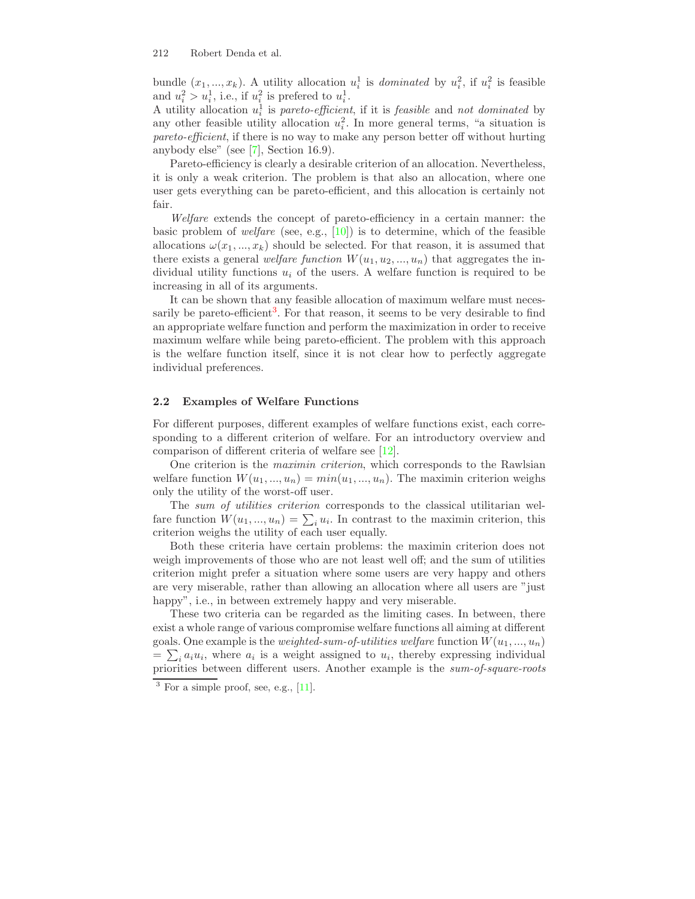bundle $(x_1, ..., x_k)$. A utility allocation $u_i^1$ is *dominated* by $u_i^2$, if $u_i^2$ is feasible and $u_i^2 > u_i^1$, i.e., if $u_i^2$ is prefered to $u_i^1$.
A utility allocation $u_i^1$ is *pareto-efficient*, if it is *feasible* and *not dominated* by any other feasible utility allocation $u_i^2$. In more general terms, "a situation is *pareto-efficient*, if there is no way to make any person better off without hurting anybody else" (see [7], Section 16.9).

Pareto-efficiency is clearly a desirable criterion of an allocation. Nevertheless, it is only a weak criterion. The problem is that also an allocation, where one user gets everything can be pareto-efficient, and this allocation is certainly not fair.

*Welfare* extends the concept of pareto-efficiency in a certain manner: the basic problem of *welfare* (see, e.g., [10]) is to determine, which of the feasible allocations $\omega(x_1, ..., x_k)$ should be selected. For that reason, it is assumed that there exists a general *welfare function* $W(u_1, u_2, ..., u_n)$ that aggregates the individual utility functions $u_i$ of the users. A welfare function is required to be increasing in all of its arguments.

It can be shown that any feasible allocation of maximum welfare must necessarily be pareto-efficient[3]. For that reason, it seems to be very desirable to find an appropriate welfare function and perform the maximization in order to receive maximum welfare while being pareto-efficient. The problem with this approach is the welfare function itself, since it is not clear how to perfectly aggregate individual preferences.

### 2.2 Examples of Welfare Functions

For different purposes, different examples of welfare functions exist, each corresponding to a different criterion of welfare. For an introductory overview and comparison of different criteria of welfare see [12].

One criterion is the *maximin criterion*, which corresponds to the Rawlsian welfare function $W(u_1, ..., u_n) = min(u_1, ..., u_n)$. The maximin criterion weighs only the utility of the worst-off user.

The *sum of utilities criterion* corresponds to the classical utilitarian welfare function $W(u_1, ..., u_n) = \sum_i u_i$. In contrast to the maximin criterion, this criterion weighs the utility of each user equally.

Both these criteria have certain problems: the maximin criterion does not weigh improvements of those who are not least well off; and the sum of utilities criterion might prefer a situation where some users are very happy and others are very miserable, rather than allowing an allocation where all users are "just happy", i.e., in between extremely happy and very miserable.

These two criteria can be regarded as the limiting cases. In between, there exist a whole range of various compromise welfare functions all aiming at different goals. One example is the *weighted-sum-of-utilities welfare* function $W(u_1, ..., u_n) = \sum_i a_i u_i$, where $a_i$ is a weight assigned to $u_i$, thereby expressing individual priorities between different users. Another example is the *sum-of-square-roots*

[3] For a simple proof, see, e.g., [11].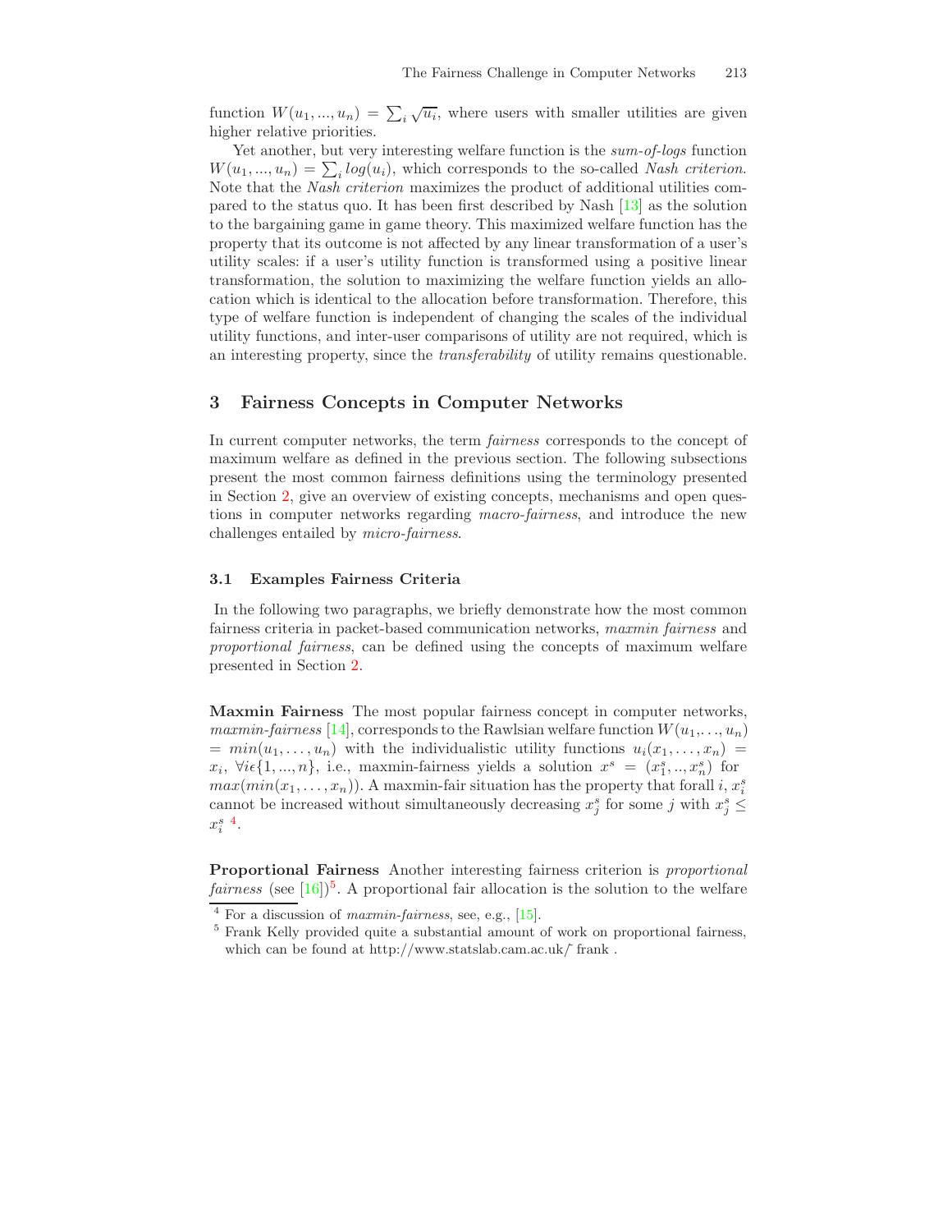function $W(u_1, ..., u_n) = \sum_i \sqrt{u_i}$, where users with smaller utilities are given higher relative priorities.

Yet another, but very interesting welfare function is the *sum-of-logs* function $W(u_1, ..., u_n) = \sum_i log(u_i)$, which corresponds to the so-called *Nash criterion*. Note that the *Nash criterion* maximizes the product of additional utilities compared to the status quo. It has been first described by Nash [13] as the solution to the bargaining game in game theory. This maximized welfare function has the property that its outcome is not affected by any linear transformation of a user's utility scales: if a user's utility function is transformed using a positive linear transformation, the solution to maximizing the welfare function yields an allocation which is identical to the allocation before transformation. Therefore, this type of welfare function is independent of changing the scales of the individual utility functions, and inter-user comparisons of utility are not required, which is an interesting property, since the *transferability* of utility remains questionable.

## 3 Fairness Concepts in Computer Networks

In current computer networks, the term *fairness* corresponds to the concept of maximum welfare as defined in the previous section. The following subsections present the most common fairness definitions using the terminology presented in Section 2, give an overview of existing concepts, mechanisms and open questions in computer networks regarding *macro-fairness*, and introduce the new challenges entailed by *micro-fairness*.

### 3.1 Examples Fairness Criteria

In the following two paragraphs, we briefly demonstrate how the most common fairness criteria in packet-based communication networks, *maxmin fairness* and *proportional fairness*, can be defined using the concepts of maximum welfare presented in Section 2.

**Maxmin Fairness** The most popular fairness concept in computer networks, *maxmin-fairness* [14], corresponds to the Rawlsian welfare function $W(u_1, \ldots, u_n) = min(u_1, \ldots, u_n)$ with the individualistic utility functions $u_i(x_1, \ldots, x_n) = x_i$, $\forall i \epsilon \{1, ..., n\}$, i.e., maxmin-fairness yields a solution $x^s = (x_1^s, .., x_n^s)$ for $max(min(x_1, \ldots, x_n))$. A maxmin-fair situation has the property that forall $i$, $x_i^s$ cannot be increased without simultaneously decreasing $x_j^s$ for some $j$ with $x_j^s \leq x_i^s$ [4].

**Proportional Fairness** Another interesting fairness criterion is *proportional fairness* (see [16])[5]. A proportional fair allocation is the solution to the welfare

[4] For a discussion of *maxmin-fairness*, see, e.g., [15].

[5] Frank Kelly provided quite a substantial amount of work on proportional fairness, which can be found at http://www.statslab.cam.ac.uk/~frank .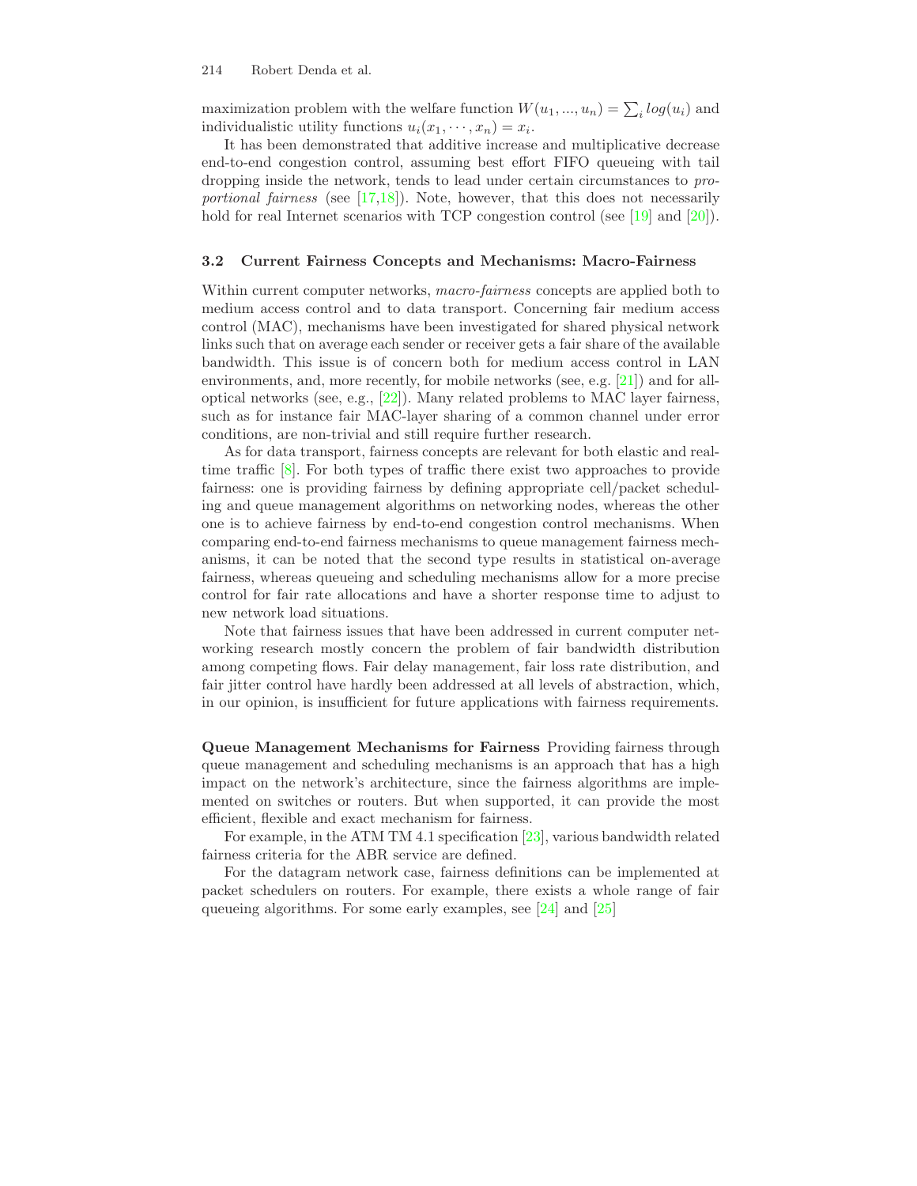maximization problem with the welfare function $W(u_1, ..., u_n) = \sum_i log(u_i)$ and individualistic utility functions $u_i(x_1, \cdots, x_n) = x_i$.

It has been demonstrated that additive increase and multiplicative decrease end-to-end congestion control, assuming best effort FIFO queueing with tail dropping inside the network, tends to lead under certain circumstances to *proportional fairness* (see [17,18]). Note, however, that this does not necessarily hold for real Internet scenarios with TCP congestion control (see [19] and [20]).

### 3.2 Current Fairness Concepts and Mechanisms: Macro-Fairness

Within current computer networks, *macro-fairness* concepts are applied both to medium access control and to data transport. Concerning fair medium access control (MAC), mechanisms have been investigated for shared physical network links such that on average each sender or receiver gets a fair share of the available bandwidth. This issue is of concern both for medium access control in LAN environments, and, more recently, for mobile networks (see, e.g. [21]) and for all-optical networks (see, e.g., [22]). Many related problems to MAC layer fairness, such as for instance fair MAC-layer sharing of a common channel under error conditions, are non-trivial and still require further research.

As for data transport, fairness concepts are relevant for both elastic and real-time traffic [8]. For both types of traffic there exist two approaches to provide fairness: one is providing fairness by defining appropriate cell/packet scheduling and queue management algorithms on networking nodes, whereas the other one is to achieve fairness by end-to-end congestion control mechanisms. When comparing end-to-end fairness mechanisms to queue management fairness mechanisms, it can be noted that the second type results in statistical on-average fairness, whereas queueing and scheduling mechanisms allow for a more precise control for fair rate allocations and have a shorter response time to adjust to new network load situations.

Note that fairness issues that have been addressed in current computer networking research mostly concern the problem of fair bandwidth distribution among competing flows. Fair delay management, fair loss rate distribution, and fair jitter control have hardly been addressed at all levels of abstraction, which, in our opinion, is insufficient for future applications with fairness requirements.

**Queue Management Mechanisms for Fairness** Providing fairness through queue management and scheduling mechanisms is an approach that has a high impact on the network's architecture, since the fairness algorithms are implemented on switches or routers. But when supported, it can provide the most efficient, flexible and exact mechanism for fairness.

For example, in the ATM TM 4.1 specification [23], various bandwidth related fairness criteria for the ABR service are defined.

For the datagram network case, fairness definitions can be implemented at packet schedulers on routers. For example, there exists a whole range of fair queueing algorithms. For some early examples, see [24] and [25]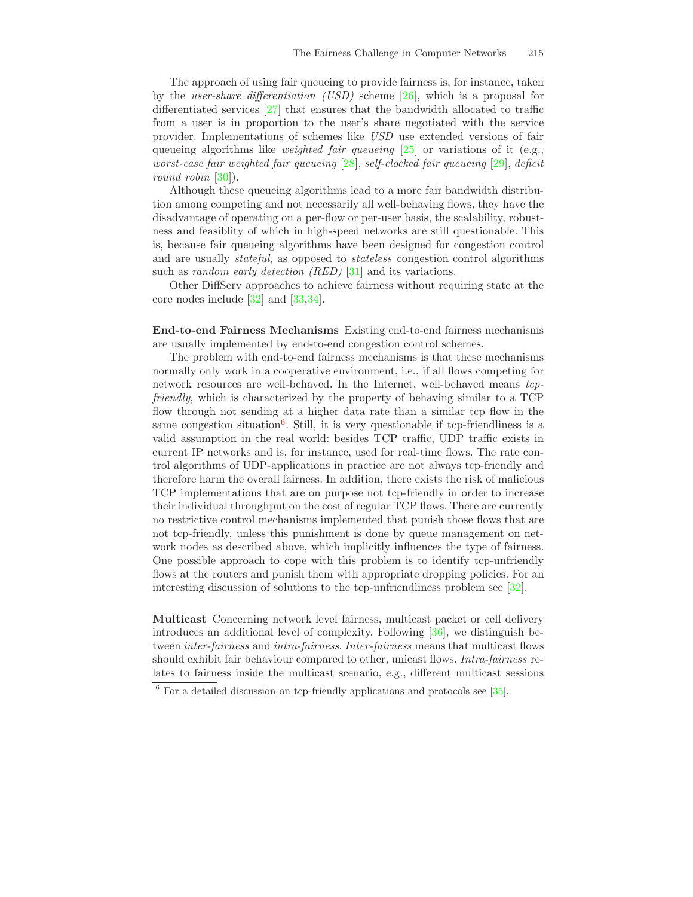The approach of using fair queueing to provide fairness is, for instance, taken by the *user-share differentiation (USD)* scheme [26], which is a proposal for differentiated services [27] that ensures that the bandwidth allocated to traffic from a user is in proportion to the user's share negotiated with the service provider. Implementations of schemes like *USD* use extended versions of fair queueing algorithms like *weighted fair queueing* [25] or variations of it (e.g., *worst-case fair weighted fair queueing* [28], *self-clocked fair queueing* [29], *deficit round robin* [30]).

Although these queueing algorithms lead to a more fair bandwidth distribution among competing and not necessarily all well-behaving flows, they have the disadvantage of operating on a per-flow or per-user basis, the scalability, robustness and feasiblity of which in high-speed networks are still questionable. This is, because fair queueing algorithms have been designed for congestion control and are usually *stateful*, as opposed to *stateless* congestion control algorithms such as *random early detection (RED)* [31] and its variations.

Other DiffServ approaches to achieve fairness without requiring state at the core nodes include [32] and [33,34].

**End-to-end Fairness Mechanisms** Existing end-to-end fairness mechanisms are usually implemented by end-to-end congestion control schemes.

The problem with end-to-end fairness mechanisms is that these mechanisms normally only work in a cooperative environment, i.e., if all flows competing for network resources are well-behaved. In the Internet, well-behaved means *tcp-friendly*, which is characterized by the property of behaving similar to a TCP flow through not sending at a higher data rate than a similar tcp flow in the same congestion situation[6]. Still, it is very questionable if tcp-friendliness is a valid assumption in the real world: besides TCP traffic, UDP traffic exists in current IP networks and is, for instance, used for real-time flows. The rate control algorithms of UDP-applications in practice are not always tcp-friendly and therefore harm the overall fairness. In addition, there exists the risk of malicious TCP implementations that are on purpose not tcp-friendly in order to increase their individual throughput on the cost of regular TCP flows. There are currently no restrictive control mechanisms implemented that punish those flows that are not tcp-friendly, unless this punishment is done by queue management on network nodes as described above, which implicitly influences the type of fairness. One possible approach to cope with this problem is to identify tcp-unfriendly flows at the routers and punish them with appropriate dropping policies. For an interesting discussion of solutions to the tcp-unfriendliness problem see [32].

**Multicast** Concerning network level fairness, multicast packet or cell delivery introduces an additional level of complexity. Following [36], we distinguish between *inter-fairness* and *intra-fairness*. *Inter-fairness* means that multicast flows should exhibit fair behaviour compared to other, unicast flows. *Intra-fairness* relates to fairness inside the multicast scenario, e.g., different multicast sessions

[6] For a detailed discussion on tcp-friendly applications and protocols see [35].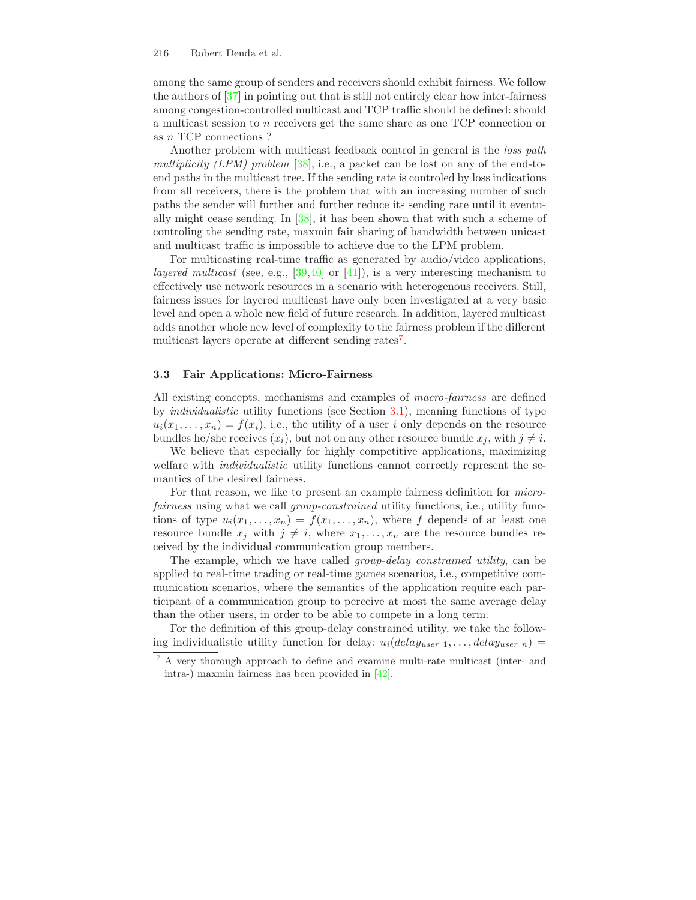among the same group of senders and receivers should exhibit fairness. We follow the authors of [37] in pointing out that is still not entirely clear how inter-fairness among congestion-controlled multicast and TCP traffic should be defined: should a multicast session to $n$ receivers get the same share as one TCP connection or as $n$ TCP connections ?

Another problem with multicast feedback control in general is the *loss path multiplicity (LPM) problem* [38], i.e., a packet can be lost on any of the end-to-end paths in the multicast tree. If the sending rate is controled by loss indications from all receivers, there is the problem that with an increasing number of such paths the sender will further and further reduce its sending rate until it eventually might cease sending. In [38], it has been shown that with such a scheme of controling the sending rate, maxmin fair sharing of bandwidth between unicast and multicast traffic is impossible to achieve due to the LPM problem.

For multicasting real-time traffic as generated by audio/video applications, *layered multicast* (see, e.g., [39,40] or [41]), is a very interesting mechanism to effectively use network resources in a scenario with heterogenous receivers. Still, fairness issues for layered multicast have only been investigated at a very basic level and open a whole new field of future research. In addition, layered multicast adds another whole new level of complexity to the fairness problem if the different multicast layers operate at different sending rates[7].

### 3.3 Fair Applications: Micro-Fairness

All existing concepts, mechanisms and examples of *macro-fairness* are defined by *individualistic* utility functions (see Section 3.1), meaning functions of type $u_i(x_1, \ldots, x_n) = f(x_i)$, i.e., the utility of a user $i$ only depends on the resource bundles he/she receives $(x_i)$, but not on any other resource bundle $x_j$, with $j \neq i$.

We believe that especially for highly competitive applications, maximizing welfare with *individualistic* utility functions cannot correctly represent the semantics of the desired fairness.

For that reason, we like to present an example fairness definition for *micro-fairness* using what we call *group-constrained* utility functions, i.e., utility functions of type $u_i(x_1, \ldots, x_n) = f(x_1, \ldots, x_n)$, where $f$ depends of at least one resource bundle $x_j$ with $j \neq i$, where $x_1, \ldots, x_n$ are the resource bundles received by the individual communication group members.

The example, which we have called *group-delay constrained utility*, can be applied to real-time trading or real-time games scenarios, i.e., competitive communication scenarios, where the semantics of the application require each participant of a communication group to perceive at most the same average delay than the other users, in order to be able to compete in a long term.

For the definition of this group-delay constrained utility, we take the following individualistic utility function for delay: $u_i(delay_{user\ 1}, \ldots, delay_{user\ n}) =$

[7] A very thorough approach to define and examine multi-rate multicast (inter- and intra-) maxmin fairness has been provided in [42].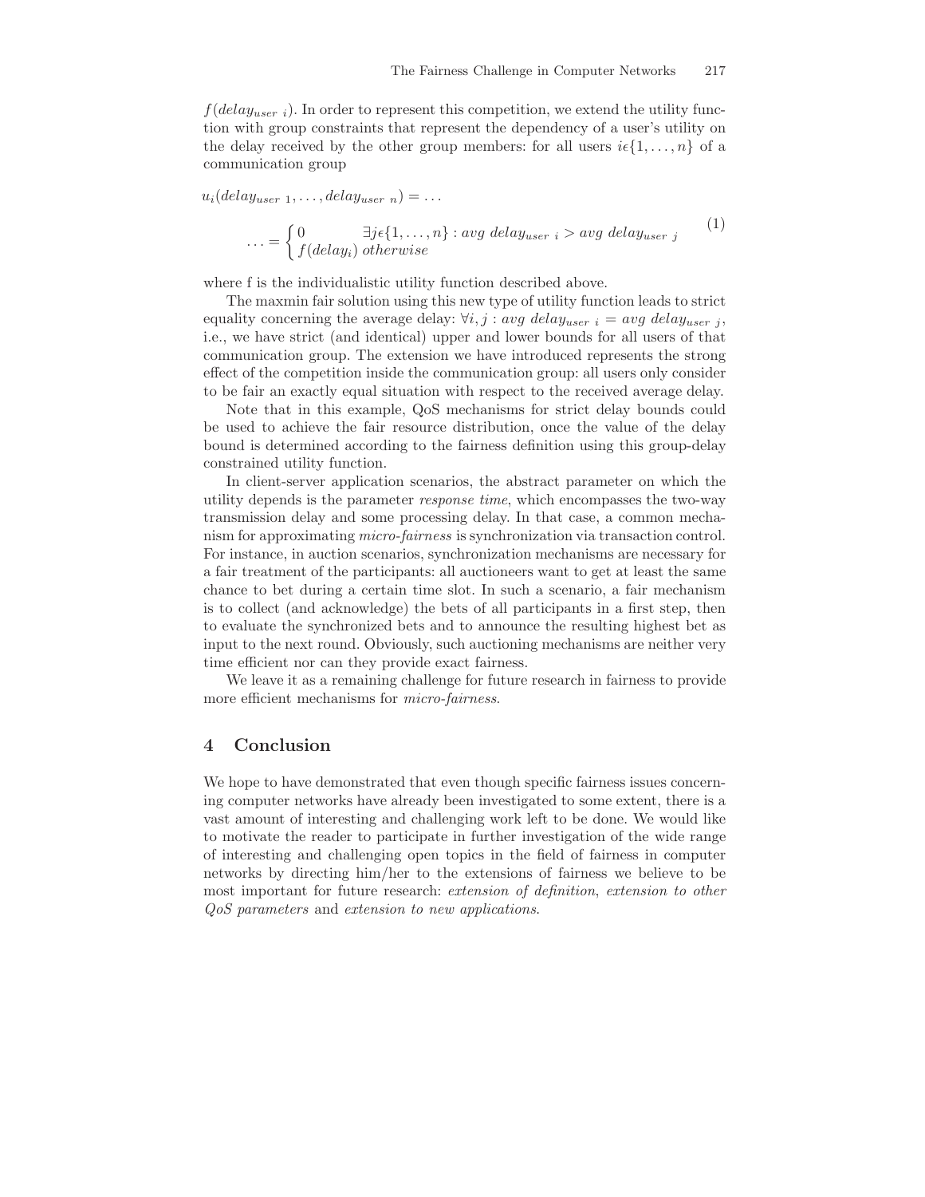$f(delay_{user\ i})$. In order to represent this competition, we extend the utility function with group constraints that represent the dependency of a user's utility on the delay received by the other group members: for all users $i \epsilon \{1, \ldots, n\}$ of a communication group

$$u_i(delay_{user\ 1}, \ldots, delay_{user\ n}) = \ldots$$

$$\ldots = \begin{cases} 0 & \exists j \epsilon \{1, \ldots, n\} : avg\ delay_{user\ i} > avg\ delay_{user\ j} \\ f(delay_i) & otherwise \end{cases} \tag{1}$$

where f is the individualistic utility function described above.

The maxmin fair solution using this new type of utility function leads to strict equality concerning the average delay: $\forall i, j : avg\ delay_{user\ i} = avg\ delay_{user\ j}$, i.e., we have strict (and identical) upper and lower bounds for all users of that communication group. The extension we have introduced represents the strong effect of the competition inside the communication group: all users only consider to be fair an exactly equal situation with respect to the received average delay.

Note that in this example, QoS mechanisms for strict delay bounds could be used to achieve the fair resource distribution, once the value of the delay bound is determined according to the fairness definition using this group-delay constrained utility function.

In client-server application scenarios, the abstract parameter on which the utility depends is the parameter *response time*, which encompasses the two-way transmission delay and some processing delay. In that case, a common mechanism for approximating *micro-fairness* is synchronization via transaction control. For instance, in auction scenarios, synchronization mechanisms are necessary for a fair treatment of the participants: all auctioneers want to get at least the same chance to bet during a certain time slot. In such a scenario, a fair mechanism is to collect (and acknowledge) the bets of all participants in a first step, then to evaluate the synchronized bets and to announce the resulting highest bet as input to the next round. Obviously, such auctioning mechanisms are neither very time efficient nor can they provide exact fairness.

We leave it as a remaining challenge for future research in fairness to provide more efficient mechanisms for *micro-fairness*.

## 4 Conclusion

We hope to have demonstrated that even though specific fairness issues concerning computer networks have already been investigated to some extent, there is a vast amount of interesting and challenging work left to be done. We would like to motivate the reader to participate in further investigation of the wide range of interesting and challenging open topics in the field of fairness in computer networks by directing him/her to the extensions of fairness we believe to be most important for future research: *extension of definition*, *extension to other QoS parameters* and *extension to new applications*.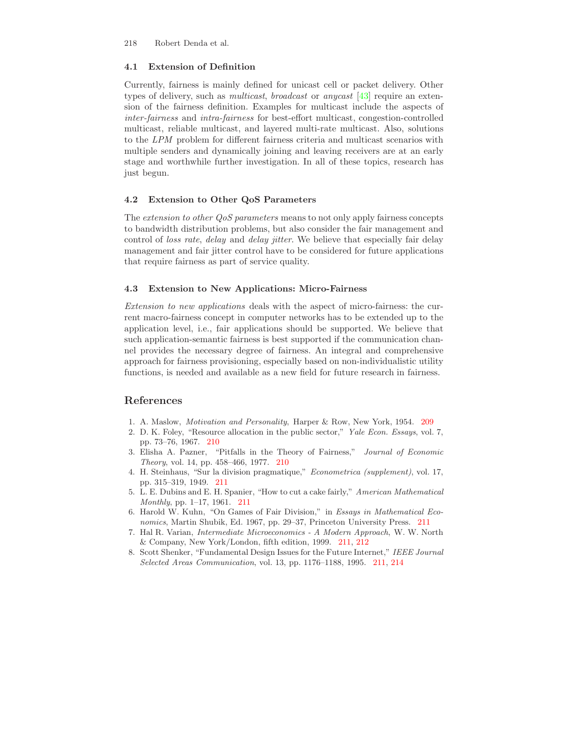### 4.1 Extension of Definition

Currently, fairness is mainly defined for unicast cell or packet delivery. Other types of delivery, such as *multicast*, *broadcast* or *anycast* [43] require an extension of the fairness definition. Examples for multicast include the aspects of *inter-fairness* and *intra-fairness* for best-effort multicast, congestion-controlled multicast, reliable multicast, and layered multi-rate multicast. Also, solutions to the *LPM* problem for different fairness criteria and multicast scenarios with multiple senders and dynamically joining and leaving receivers are at an early stage and worthwhile further investigation. In all of these topics, research has just begun.

### 4.2 Extension to Other QoS Parameters

The *extension to other QoS parameters* means to not only apply fairness concepts to bandwidth distribution problems, but also consider the fair management and control of *loss rate*, *delay* and *delay jitter*. We believe that especially fair delay management and fair jitter control have to be considered for future applications that require fairness as part of service quality.

### 4.3 Extension to New Applications: Micro-Fairness

*Extension to new applications* deals with the aspect of micro-fairness: the current macro-fairness concept in computer networks has to be extended up to the application level, i.e., fair applications should be supported. We believe that such application-semantic fairness is best supported if the communication channel provides the necessary degree of fairness. An integral and comprehensive approach for fairness provisioning, especially based on non-individualistic utility functions, is needed and available as a new field for future research in fairness.

## References

1. A. Maslow, *Motivation and Personality*, Harper & Row, New York, 1954. 209
2. D. K. Foley, "Resource allocation in the public sector," *Yale Econ. Essays*, vol. 7, pp. 73–76, 1967. 210
3. Elisha A. Pazner, "Pitfalls in the Theory of Fairness," *Journal of Economic Theory*, vol. 14, pp. 458–466, 1977. 210
4. H. Steinhaus, "Sur la division pragmatique," *Econometrica (supplement)*, vol. 17, pp. 315–319, 1949. 211
5. L. E. Dubins and E. H. Spanier, "How to cut a cake fairly," *American Mathematical Monthly*, pp. 1–17, 1961. 211
6. Harold W. Kuhn, "On Games of Fair Division," in *Essays in Mathematical Economics*, Martin Shubik, Ed. 1967, pp. 29–37, Princeton University Press. 211
7. Hal R. Varian, *Intermediate Microeconomics - A Modern Approach*, W. W. North & Company, New York/London, fifth edition, 1999. 211, 212
8. Scott Shenker, "Fundamental Design Issues for the Future Internet," *IEEE Journal Selected Areas Communication*, vol. 13, pp. 1176–1188, 1995. 211, 214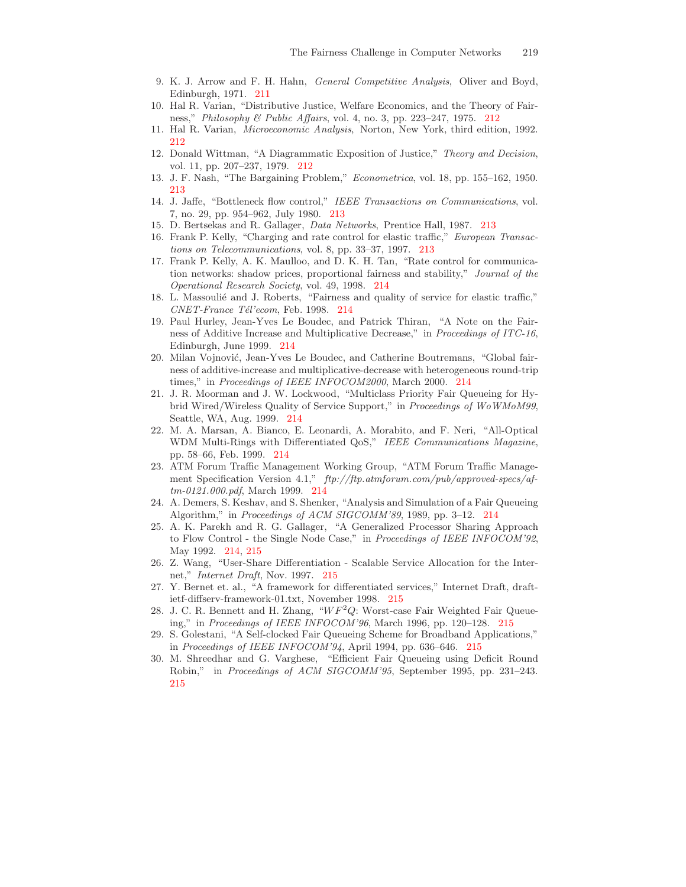9. K. J. Arrow and F. H. Hahn, *General Competitive Analysis*, Oliver and Boyd, Edinburgh, 1971. 211
10. Hal R. Varian, "Distributive Justice, Welfare Economics, and the Theory of Fairness," *Philosophy & Public Affairs*, vol. 4, no. 3, pp. 223–247, 1975. 212
11. Hal R. Varian, *Microeconomic Analysis*, Norton, New York, third edition, 1992. 212
12. Donald Wittman, "A Diagrammatic Exposition of Justice," *Theory and Decision*, vol. 11, pp. 207–237, 1979. 212
13. J. F. Nash, "The Bargaining Problem," *Econometrica*, vol. 18, pp. 155–162, 1950. 213
14. J. Jaffe, "Bottleneck flow control," *IEEE Transactions on Communications*, vol. 7, no. 29, pp. 954–962, July 1980. 213
15. D. Bertsekas and R. Gallager, *Data Networks*, Prentice Hall, 1987. 213
16. Frank P. Kelly, "Charging and rate control for elastic traffic," *European Transactions on Telecommunications*, vol. 8, pp. 33–37, 1997. 213
17. Frank P. Kelly, A. K. Maulloo, and D. K. H. Tan, "Rate control for communication networks: shadow prices, proportional fairness and stability," *Journal of the Operational Research Society*, vol. 49, 1998. 214
18. L. Massoulié and J. Roberts, "Fairness and quality of service for elastic traffic," *CNET-France Tél'ecom*, Feb. 1998. 214
19. Paul Hurley, Jean-Yves Le Boudec, and Patrick Thiran, "A Note on the Fairness of Additive Increase and Multiplicative Decrease," in *Proceedings of ITC-16*, Edinburgh, June 1999. 214
20. Milan Vojnović, Jean-Yves Le Boudec, and Catherine Boutremans, "Global fairness of additive-increase and multiplicative-decrease with heterogeneous round-trip times," in *Proceedings of IEEE INFOCOM2000*, March 2000. 214
21. J. R. Moorman and J. W. Lockwood, "Multiclass Priority Fair Queueing for Hybrid Wired/Wireless Quality of Service Support," in *Proceedings of WoWMoM99*, Seattle, WA, Aug. 1999. 214
22. M. A. Marsan, A. Bianco, E. Leonardi, A. Morabito, and F. Neri, "All-Optical WDM Multi-Rings with Differentiated QoS," *IEEE Communications Magazine*, pp. 58–66, Feb. 1999. 214
23. ATM Forum Traffic Management Working Group, "ATM Forum Traffic Management Specification Version 4.1," *ftp://ftp.atmforum.com/pub/approved-specs/af-tm-0121.000.pdf*, March 1999. 214
24. A. Demers, S. Keshav, and S. Shenker, "Analysis and Simulation of a Fair Queueing Algorithm," in *Proceedings of ACM SIGCOMM'89*, 1989, pp. 3–12. 214
25. A. K. Parekh and R. G. Gallager, "A Generalized Processor Sharing Approach to Flow Control - the Single Node Case," in *Proceedings of IEEE INFOCOM'92*, May 1992. 214, 215
26. Z. Wang, "User-Share Differentiation - Scalable Service Allocation for the Internet," *Internet Draft*, Nov. 1997. 215
27. Y. Bernet et. al., "A framework for differentiated services," Internet Draft, draft-ietf-diffserv-framework-01.txt, November 1998. 215
28. J. C. R. Bennett and H. Zhang, "$WF^2Q$: Worst-case Fair Weighted Fair Queueing," in *Proceedings of IEEE INFOCOM'96*, March 1996, pp. 120–128. 215
29. S. Golestani, "A Self-clocked Fair Queueing Scheme for Broadband Applications," in *Proceedings of IEEE INFOCOM'94*, April 1994, pp. 636–646. 215
30. M. Shreedhar and G. Varghese, "Efficient Fair Queueing using Deficit Round Robin," in *Proceedings of ACM SIGCOMM'95*, September 1995, pp. 231–243. 215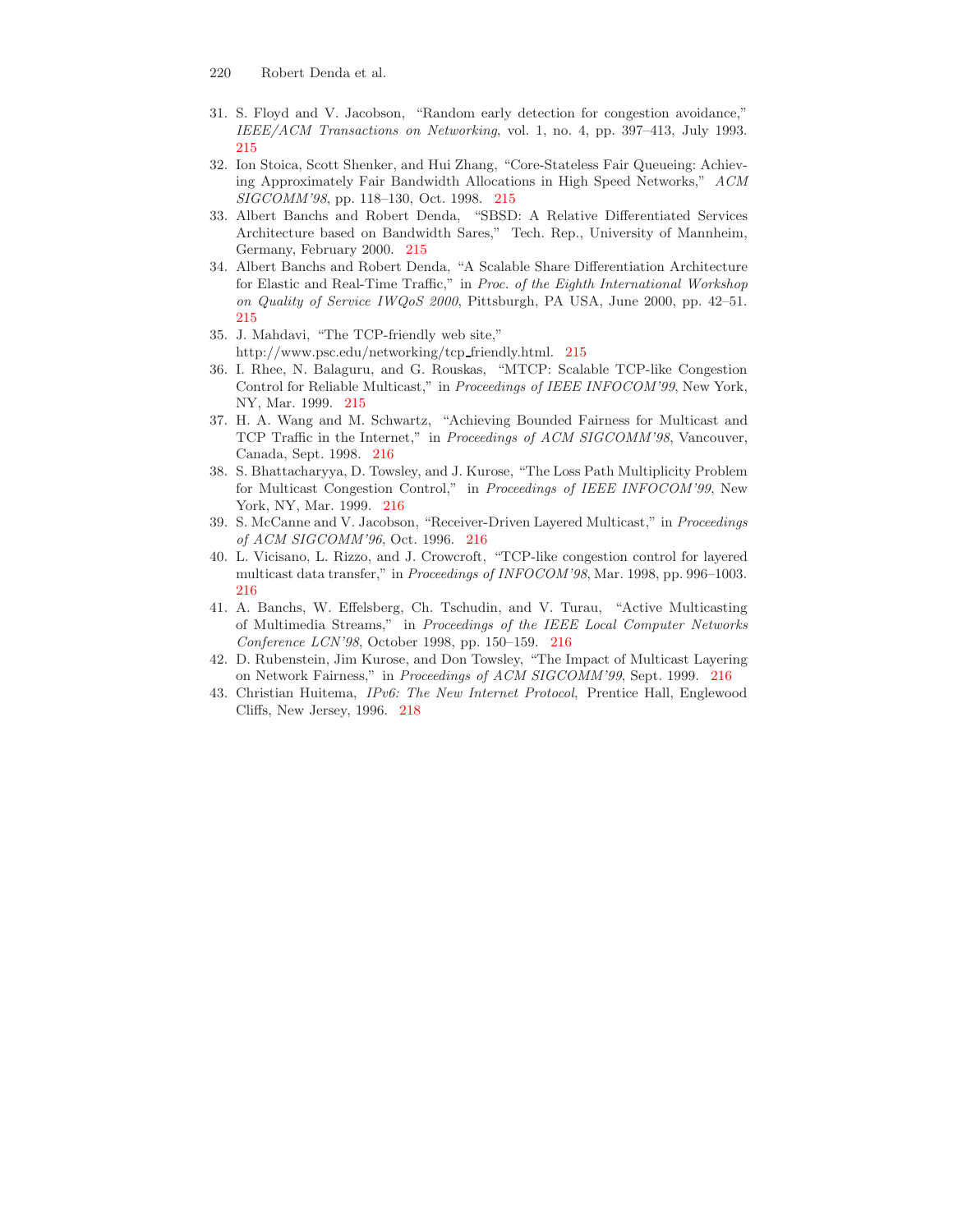31. S. Floyd and V. Jacobson, "Random early detection for congestion avoidance," *IEEE/ACM Transactions on Networking*, vol. 1, no. 4, pp. 397–413, July 1993. 215
32. Ion Stoica, Scott Shenker, and Hui Zhang, "Core-Stateless Fair Queueing: Achieving Approximately Fair Bandwidth Allocations in High Speed Networks," *ACM SIGCOMM'98*, pp. 118–130, Oct. 1998. 215
33. Albert Banchs and Robert Denda, "SBSD: A Relative Differentiated Services Architecture based on Bandwidth Sares," Tech. Rep., University of Mannheim, Germany, February 2000. 215
34. Albert Banchs and Robert Denda, "A Scalable Share Differentiation Architecture for Elastic and Real-Time Traffic," in *Proc. of the Eighth International Workshop on Quality of Service IWQoS 2000*, Pittsburgh, PA USA, June 2000, pp. 42–51. 215
35. J. Mahdavi, "The TCP-friendly web site," http://www.psc.edu/networking/tcp_friendly.html. 215
36. I. Rhee, N. Balaguru, and G. Rouskas, "MTCP: Scalable TCP-like Congestion Control for Reliable Multicast," in *Proceedings of IEEE INFOCOM'99*, New York, NY, Mar. 1999. 215
37. H. A. Wang and M. Schwartz, "Achieving Bounded Fairness for Multicast and TCP Traffic in the Internet," in *Proceedings of ACM SIGCOMM'98*, Vancouver, Canada, Sept. 1998. 216
38. S. Bhattacharyya, D. Towsley, and J. Kurose, "The Loss Path Multiplicity Problem for Multicast Congestion Control," in *Proceedings of IEEE INFOCOM'99*, New York, NY, Mar. 1999. 216
39. S. McCanne and V. Jacobson, "Receiver-Driven Layered Multicast," in *Proceedings of ACM SIGCOMM'96*, Oct. 1996. 216
40. L. Vicisano, L. Rizzo, and J. Crowcroft, "TCP-like congestion control for layered multicast data transfer," in *Proceedings of INFOCOM'98*, Mar. 1998, pp. 996–1003. 216
41. A. Banchs, W. Effelsberg, Ch. Tschudin, and V. Turau, "Active Multicasting of Multimedia Streams," in *Proceedings of the IEEE Local Computer Networks Conference LCN'98*, October 1998, pp. 150–159. 216
42. D. Rubenstein, Jim Kurose, and Don Towsley, "The Impact of Multicast Layering on Network Fairness," in *Proceedings of ACM SIGCOMM'99*, Sept. 1999. 216
43. Christian Huitema, *IPv6: The New Internet Protocol*, Prentice Hall, Englewood Cliffs, New Jersey, 1996. 218